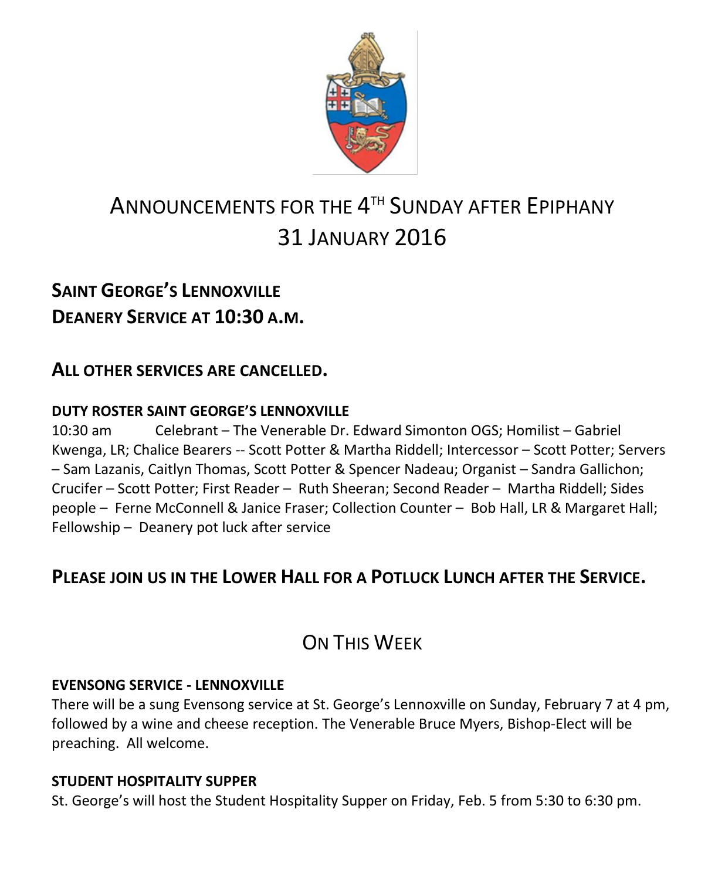# ANNOUNCEMENTS FOR THE 4TH SUNDAY AFTER EPIPHANY
# 31 JANUARY 2016

## SAINT GEORGE'S LENNOXVILLE
## DEANERY SERVICE AT 10:30 A.M.

## ALL OTHER SERVICES ARE CANCELLED.

### DUTY ROSTER SAINT GEORGE'S LENNOXVILLE

10:30 am Celebrant – The Venerable Dr. Edward Simonton OGS; Homilist – Gabriel Kwenga, LR; Chalice Bearers -- Scott Potter & Martha Riddell; Intercessor – Scott Potter; Servers – Sam Lazanis, Caitlyn Thomas, Scott Potter & Spencer Nadeau; Organist – Sandra Gallichon; Crucifer – Scott Potter; First Reader – Ruth Sheeran; Second Reader – Martha Riddell; Sides people – Ferne McConnell & Janice Fraser; Collection Counter – Bob Hall, LR & Margaret Hall; Fellowship – Deanery pot luck after service

## PLEASE JOIN US IN THE LOWER HALL FOR A POTLUCK LUNCH AFTER THE SERVICE.

# ON THIS WEEK

### EVENSONG SERVICE - LENNOXVILLE

There will be a sung Evensong service at St. George's Lennoxville on Sunday, February 7 at 4 pm, followed by a wine and cheese reception. The Venerable Bruce Myers, Bishop-Elect will be preaching. All welcome.

### STUDENT HOSPITALITY SUPPER

St. George's will host the Student Hospitality Supper on Friday, Feb. 5 from 5:30 to 6:30 pm.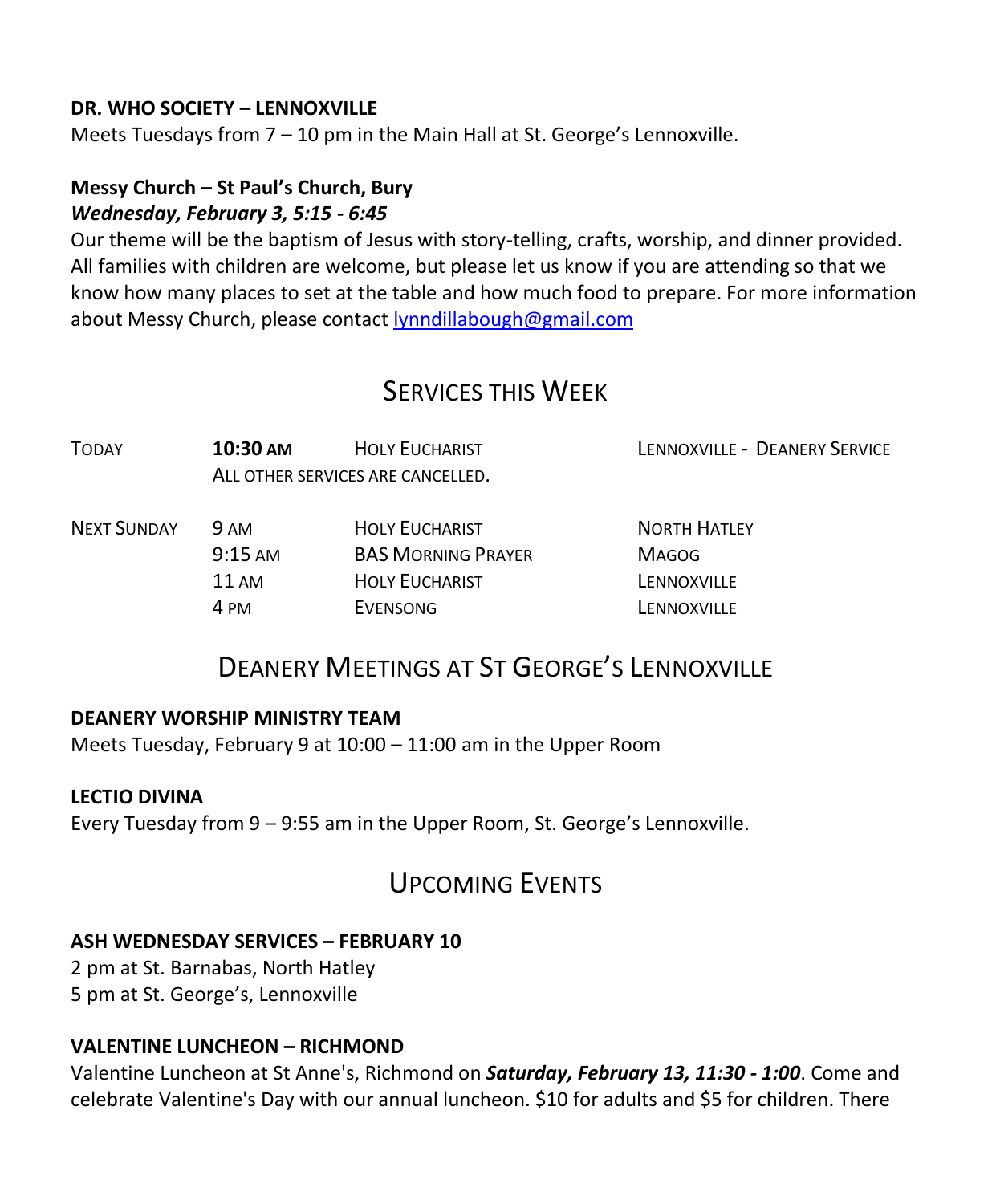**DR. WHO SOCIETY – LENNOXVILLE**
Meets Tuesdays from 7 – 10 pm in the Main Hall at St. George's Lennoxville.

**Messy Church – St Paul's Church, Bury**
***Wednesday, February 3, 5:15 - 6:45***
Our theme will be the baptism of Jesus with story-telling, crafts, worship, and dinner provided. All families with children are welcome, but please let us know if you are attending so that we know how many places to set at the table and how much food to prepare. For more information about Messy Church, please contact lynndillabough@gmail.com

## Services this Week

| | | | |
|---|---|---|---|
| Today | **10:30 AM** | Holy Eucharist | Lennoxville - Deanery Service |
| | All other services are cancelled. | | |
| Next Sunday | 9 AM | Holy Eucharist | North Hatley |
| | 9:15 AM | BAS Morning Prayer | Magog |
| | 11 AM | Holy Eucharist | Lennoxville |
| | 4 PM | Evensong | Lennoxville |

## Deanery Meetings at St George's Lennoxville

**DEANERY WORSHIP MINISTRY TEAM**
Meets Tuesday, February 9 at 10:00 – 11:00 am in the Upper Room

**LECTIO DIVINA**
Every Tuesday from 9 – 9:55 am in the Upper Room, St. George's Lennoxville.

## Upcoming Events

**ASH WEDNESDAY SERVICES – FEBRUARY 10**
2 pm at St. Barnabas, North Hatley
5 pm at St. George's, Lennoxville

**VALENTINE LUNCHEON – RICHMOND**
Valentine Luncheon at St Anne's, Richmond on ***Saturday, February 13, 11:30 - 1:00***. Come and celebrate Valentine's Day with our annual luncheon. $10 for adults and $5 for children. There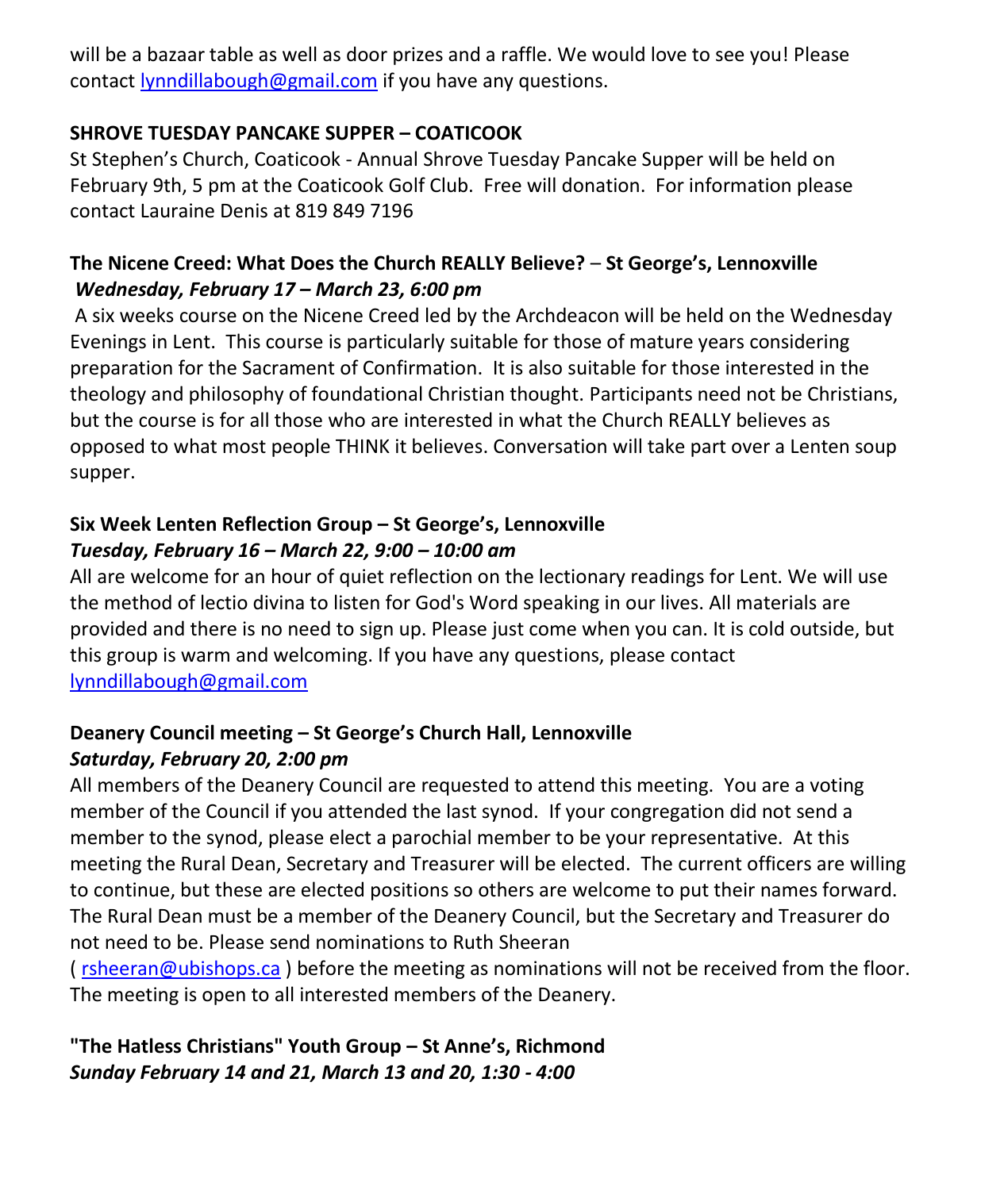will be a bazaar table as well as door prizes and a raffle. We would love to see you! Please contact lynndillabough@gmail.com if you have any questions.

**SHROVE TUESDAY PANCAKE SUPPER – COATICOOK**

St Stephen's Church, Coaticook - Annual Shrove Tuesday Pancake Supper will be held on February 9th, 5 pm at the Coaticook Golf Club. Free will donation. For information please contact Lauraine Denis at 819 849 7196

**The Nicene Creed: What Does the Church REALLY Believe? – St George's, Lennoxville**
***Wednesday, February 17 – March 23, 6:00 pm***

A six weeks course on the Nicene Creed led by the Archdeacon will be held on the Wednesday Evenings in Lent. This course is particularly suitable for those of mature years considering preparation for the Sacrament of Confirmation. It is also suitable for those interested in the theology and philosophy of foundational Christian thought. Participants need not be Christians, but the course is for all those who are interested in what the Church REALLY believes as opposed to what most people THINK it believes. Conversation will take part over a Lenten soup supper.

**Six Week Lenten Reflection Group – St George's, Lennoxville**
***Tuesday, February 16 – March 22, 9:00 – 10:00 am***

All are welcome for an hour of quiet reflection on the lectionary readings for Lent. We will use the method of lectio divina to listen for God's Word speaking in our lives. All materials are provided and there is no need to sign up. Please just come when you can. It is cold outside, but this group is warm and welcoming. If you have any questions, please contact lynndillabough@gmail.com

**Deanery Council meeting – St George's Church Hall, Lennoxville**
***Saturday, February 20, 2:00 pm***

All members of the Deanery Council are requested to attend this meeting. You are a voting member of the Council if you attended the last synod. If your congregation did not send a member to the synod, please elect a parochial member to be your representative. At this meeting the Rural Dean, Secretary and Treasurer will be elected. The current officers are willing to continue, but these are elected positions so others are welcome to put their names forward. The Rural Dean must be a member of the Deanery Council, but the Secretary and Treasurer do not need to be. Please send nominations to Ruth Sheeran ( rsheeran@ubishops.ca ) before the meeting as nominations will not be received from the floor. The meeting is open to all interested members of the Deanery.

**"The Hatless Christians" Youth Group – St Anne's, Richmond**
***Sunday February 14 and 21, March 13 and 20, 1:30 - 4:00***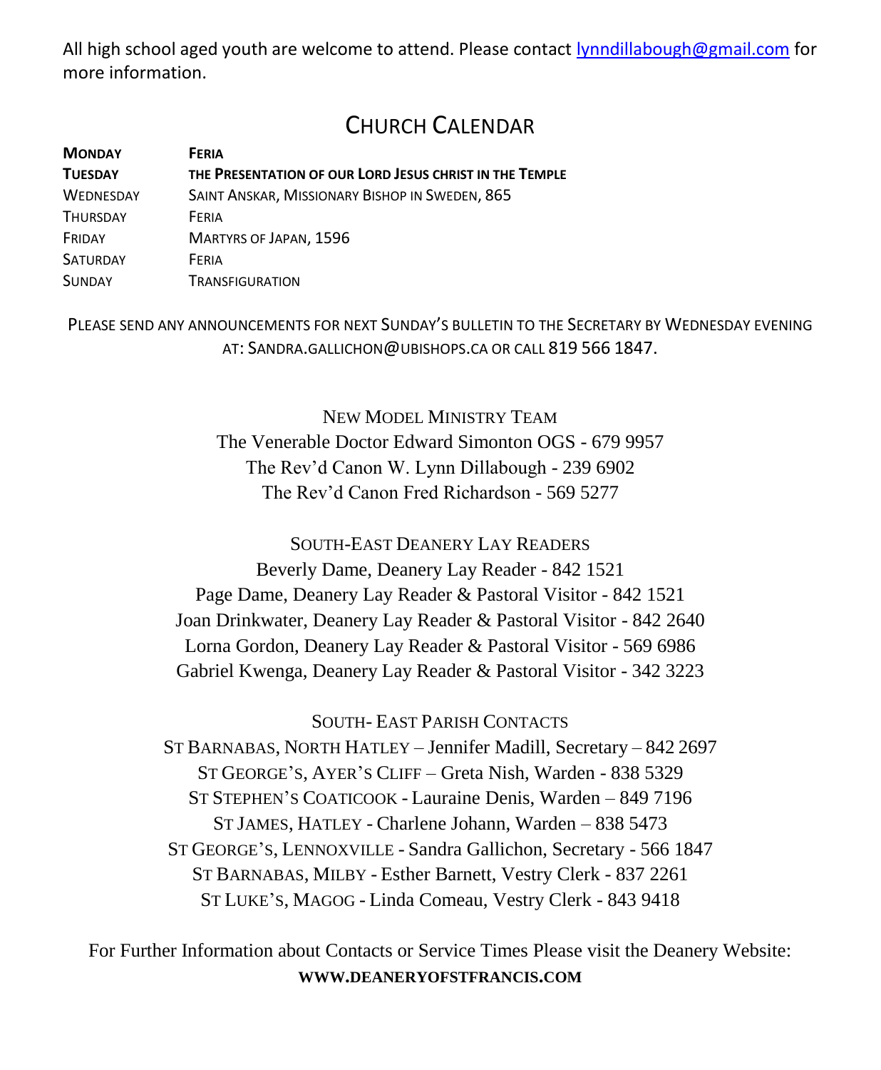All high school aged youth are welcome to attend. Please contact lynndillabough@gmail.com for more information.

## CHURCH CALENDAR

| | |
|---|---|
| **MONDAY** | **FERIA** |
| **TUESDAY** | **THE PRESENTATION OF OUR LORD JESUS CHRIST IN THE TEMPLE** |
| WEDNESDAY | SAINT ANSKAR, MISSIONARY BISHOP IN SWEDEN, 865 |
| THURSDAY | FERIA |
| FRIDAY | MARTYRS OF JAPAN, 1596 |
| SATURDAY | FERIA |
| SUNDAY | TRANSFIGURATION |

PLEASE SEND ANY ANNOUNCEMENTS FOR NEXT SUNDAY'S BULLETIN TO THE SECRETARY BY WEDNESDAY EVENING AT: SANDRA.GALLICHON@UBISHOPS.CA OR CALL 819 566 1847.

NEW MODEL MINISTRY TEAM

The Venerable Doctor Edward Simonton OGS - 679 9957

The Rev'd Canon W. Lynn Dillabough - 239 6902

The Rev'd Canon Fred Richardson - 569 5277

SOUTH-EAST DEANERY LAY READERS

Beverly Dame, Deanery Lay Reader - 842 1521

Page Dame, Deanery Lay Reader & Pastoral Visitor - 842 1521

Joan Drinkwater, Deanery Lay Reader & Pastoral Visitor - 842 2640

Lorna Gordon, Deanery Lay Reader & Pastoral Visitor - 569 6986

Gabriel Kwenga, Deanery Lay Reader & Pastoral Visitor - 342 3223

SOUTH- EAST PARISH CONTACTS

ST BARNABAS, NORTH HATLEY – Jennifer Madill, Secretary – 842 2697

ST GEORGE'S, AYER'S CLIFF – Greta Nish, Warden - 838 5329

ST STEPHEN'S COATICOOK - Lauraine Denis, Warden – 849 7196

ST JAMES, HATLEY - Charlene Johann, Warden – 838 5473

ST GEORGE'S, LENNOXVILLE - Sandra Gallichon, Secretary - 566 1847

ST BARNABAS, MILBY - Esther Barnett, Vestry Clerk - 837 2261

ST LUKE'S, MAGOG - Linda Comeau, Vestry Clerk - 843 9418

For Further Information about Contacts or Service Times Please visit the Deanery Website:

**WWW.DEANERYOFSTFRANCIS.COM**